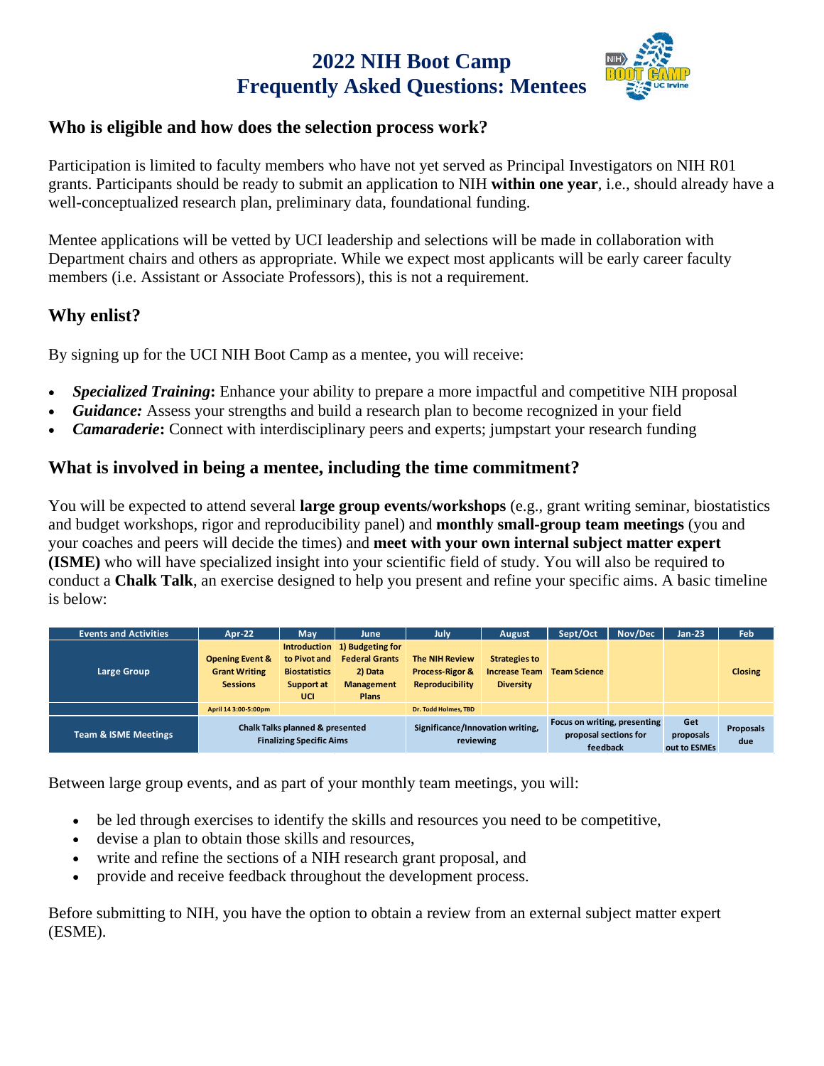# 2022 NIH Boot Camp
# Frequently Asked Questions: Mentees

## Who is eligible and how does the selection process work?

Participation is limited to faculty members who have not yet served as Principal Investigators on NIH R01 grants. Participants should be ready to submit an application to NIH **within one year**, i.e., should already have a well-conceptualized research plan, preliminary data, foundational funding.

Mentee applications will be vetted by UCI leadership and selections will be made in collaboration with Department chairs and others as appropriate. While we expect most applicants will be early career faculty members (i.e. Assistant or Associate Professors), this is not a requirement.

## Why enlist?

By signing up for the UCI NIH Boot Camp as a mentee, you will receive:

- ***Specialized Training*:** Enhance your ability to prepare a more impactful and competitive NIH proposal
- ***Guidance:*** Assess your strengths and build a research plan to become recognized in your field
- ***Camaraderie*:** Connect with interdisciplinary peers and experts; jumpstart your research funding

## What is involved in being a mentee, including the time commitment?

You will be expected to attend several **large group events/workshops** (e.g., grant writing seminar, biostatistics and budget workshops, rigor and reproducibility panel) and **monthly small-group team meetings** (you and your coaches and peers will decide the times) and **meet with your own internal subject matter expert (ISME)** who will have specialized insight into your scientific field of study. You will also be required to conduct a **Chalk Talk**, an exercise designed to help you present and refine your specific aims. A basic timeline is below:

| Events and Activities | Apr-22 | May | June | July | August | Sept/Oct | Nov/Dec | Jan-23 | Feb |
|---|---|---|---|---|---|---|---|---|---|
| Large Group | Opening Event & Grant Writing Sessions | Introduction to Pivot and Biostatistics Support at UCI | 1) Budgeting for Federal Grants 2) Data Management Plans | The NIH Review Process-Rigor & Reproducibility | Strategies to Increase Team Diversity | Team Science | | | Closing |
| | April 14 3:00-5:00pm | | | Dr. Todd Holmes, TBD | | | | | |
| Team & ISME Meetings | Chalk Talks planned & presented Finalizing Specific Aims | | | Significance/Innovation writing, reviewing | | Focus on writing, presenting proposal sections for feedback | | Get proposals out to ESMEs | Proposals due |

Between large group events, and as part of your monthly team meetings, you will:

- be led through exercises to identify the skills and resources you need to be competitive,
- devise a plan to obtain those skills and resources,
- write and refine the sections of a NIH research grant proposal, and
- provide and receive feedback throughout the development process.

Before submitting to NIH, you have the option to obtain a review from an external subject matter expert (ESME).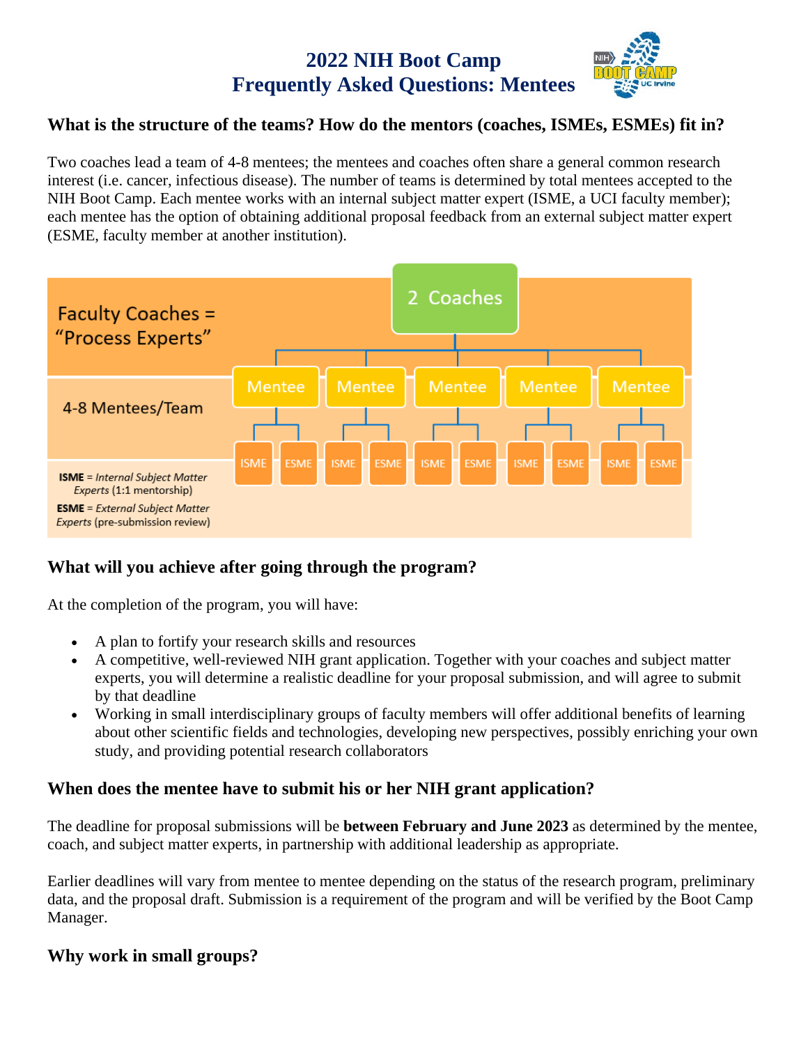# 2022 NIH Boot Camp
# Frequently Asked Questions: Mentees

## What is the structure of the teams? How do the mentors (coaches, ISMEs, ESMEs) fit in?

Two coaches lead a team of 4-8 mentees; the mentees and coaches often share a general common research interest (i.e. cancer, infectious disease). The number of teams is determined by total mentees accepted to the NIH Boot Camp. Each mentee works with an internal subject matter expert (ISME, a UCI faculty member); each mentee has the option of obtaining additional proposal feedback from an external subject matter expert (ESME, faculty member at another institution).

Faculty Coaches = "Process Experts"

2 Coaches

4-8 Mentees/Team

Mentee | Mentee | Mentee | Mentee | Mentee

ISME | ESME | ISME | ESME | ISME | ESME | ISME | ESME | ISME | ESME

**ISME** = *Internal Subject Matter Experts* (1:1 mentorship)

**ESME** = *External Subject Matter Experts* (pre-submission review)

## What will you achieve after going through the program?

At the completion of the program, you will have:

- A plan to fortify your research skills and resources
- A competitive, well-reviewed NIH grant application. Together with your coaches and subject matter experts, you will determine a realistic deadline for your proposal submission, and will agree to submit by that deadline
- Working in small interdisciplinary groups of faculty members will offer additional benefits of learning about other scientific fields and technologies, developing new perspectives, possibly enriching your own study, and providing potential research collaborators

## When does the mentee have to submit his or her NIH grant application?

The deadline for proposal submissions will be **between February and June 2023** as determined by the mentee, coach, and subject matter experts, in partnership with additional leadership as appropriate.

Earlier deadlines will vary from mentee to mentee depending on the status of the research program, preliminary data, and the proposal draft. Submission is a requirement of the program and will be verified by the Boot Camp Manager.

## Why work in small groups?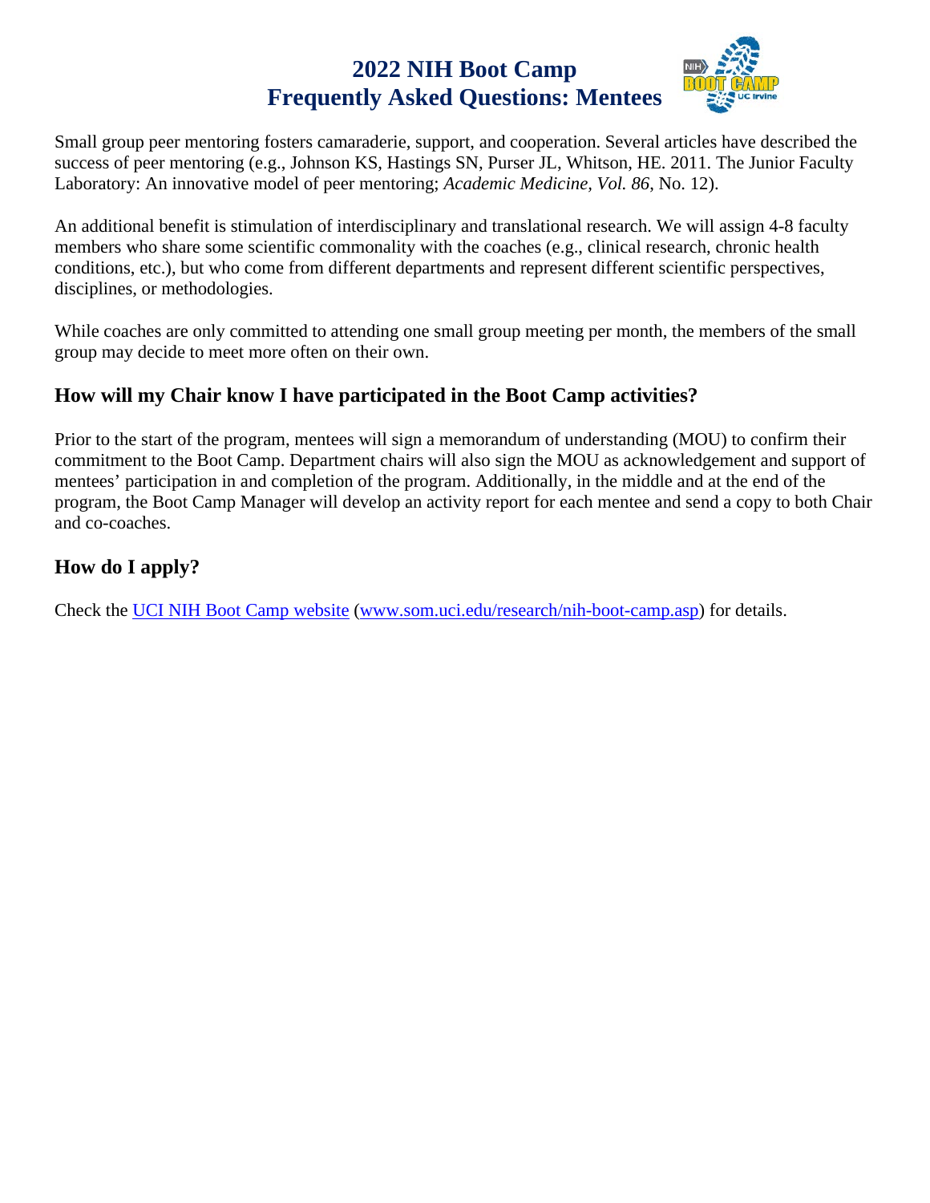# 2022 NIH Boot Camp Frequently Asked Questions: Mentees

Small group peer mentoring fosters camaraderie, support, and cooperation. Several articles have described the success of peer mentoring (e.g., Johnson KS, Hastings SN, Purser JL, Whitson, HE. 2011. The Junior Faculty Laboratory: An innovative model of peer mentoring; *Academic Medicine*, *Vol. 86*, No. 12).

An additional benefit is stimulation of interdisciplinary and translational research. We will assign 4-8 faculty members who share some scientific commonality with the coaches (e.g., clinical research, chronic health conditions, etc.), but who come from different departments and represent different scientific perspectives, disciplines, or methodologies.

While coaches are only committed to attending one small group meeting per month, the members of the small group may decide to meet more often on their own.

## How will my Chair know I have participated in the Boot Camp activities?

Prior to the start of the program, mentees will sign a memorandum of understanding (MOU) to confirm their commitment to the Boot Camp. Department chairs will also sign the MOU as acknowledgement and support of mentees' participation in and completion of the program. Additionally, in the middle and at the end of the program, the Boot Camp Manager will develop an activity report for each mentee and send a copy to both Chair and co-coaches.

## How do I apply?

Check the [UCI NIH Boot Camp website](www.som.uci.edu/research/nih-boot-camp.asp) (www.som.uci.edu/research/nih-boot-camp.asp) for details.